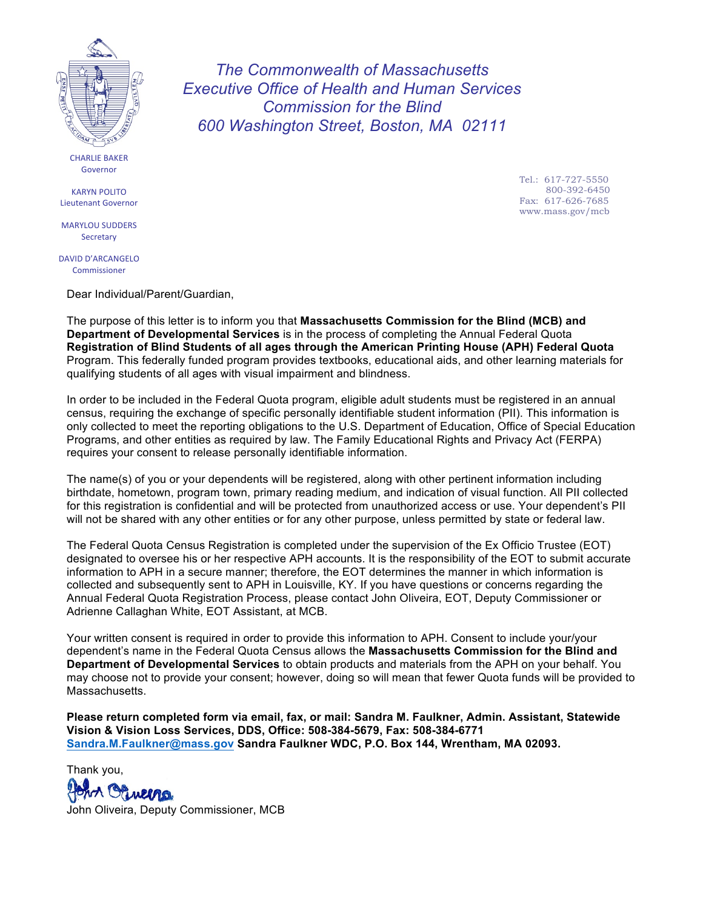*The Commonwealth of Massachusetts*
*Executive Office of Health and Human Services*
*Commission for the Blind*
*600 Washington Street, Boston, MA 02111*

CHARLIE BAKER
Governor

KARYN POLITO
Lieutenant Governor

MARYLOU SUDDERS
Secretary

DAVID D'ARCANGELO
Commissioner

Tel.: 617-727-5550
800-392-6450
Fax: 617-626-7685
www.mass.gov/mcb

Dear Individual/Parent/Guardian,

The purpose of this letter is to inform you that **Massachusetts Commission for the Blind (MCB) and Department of Developmental Services** is in the process of completing the Annual Federal Quota **Registration of Blind Students of all ages through the American Printing House (APH) Federal Quota** Program. This federally funded program provides textbooks, educational aids, and other learning materials for qualifying students of all ages with visual impairment and blindness.

In order to be included in the Federal Quota program, eligible adult students must be registered in an annual census, requiring the exchange of specific personally identifiable student information (PII). This information is only collected to meet the reporting obligations to the U.S. Department of Education, Office of Special Education Programs, and other entities as required by law. The Family Educational Rights and Privacy Act (FERPA) requires your consent to release personally identifiable information.

The name(s) of you or your dependents will be registered, along with other pertinent information including birthdate, hometown, program town, primary reading medium, and indication of visual function. All PII collected for this registration is confidential and will be protected from unauthorized access or use. Your dependent's PII will not be shared with any other entities or for any other purpose, unless permitted by state or federal law.

The Federal Quota Census Registration is completed under the supervision of the Ex Officio Trustee (EOT) designated to oversee his or her respective APH accounts. It is the responsibility of the EOT to submit accurate information to APH in a secure manner; therefore, the EOT determines the manner in which information is collected and subsequently sent to APH in Louisville, KY. If you have questions or concerns regarding the Annual Federal Quota Registration Process, please contact John Oliveira, EOT, Deputy Commissioner or Adrienne Callaghan White, EOT Assistant, at MCB.

Your written consent is required in order to provide this information to APH. Consent to include your/your dependent's name in the Federal Quota Census allows the **Massachusetts Commission for the Blind and Department of Developmental Services** to obtain products and materials from the APH on your behalf. You may choose not to provide your consent; however, doing so will mean that fewer Quota funds will be provided to Massachusetts.

**Please return completed form via email, fax, or mail: Sandra M. Faulkner, Admin. Assistant, Statewide Vision & Vision Loss Services, DDS, Office: 508-384-5679, Fax: 508-384-6771 Sandra.M.Faulkner@mass.gov Sandra Faulkner WDC, P.O. Box 144, Wrentham, MA 02093.**

Thank you,

John Oliveira, Deputy Commissioner, MCB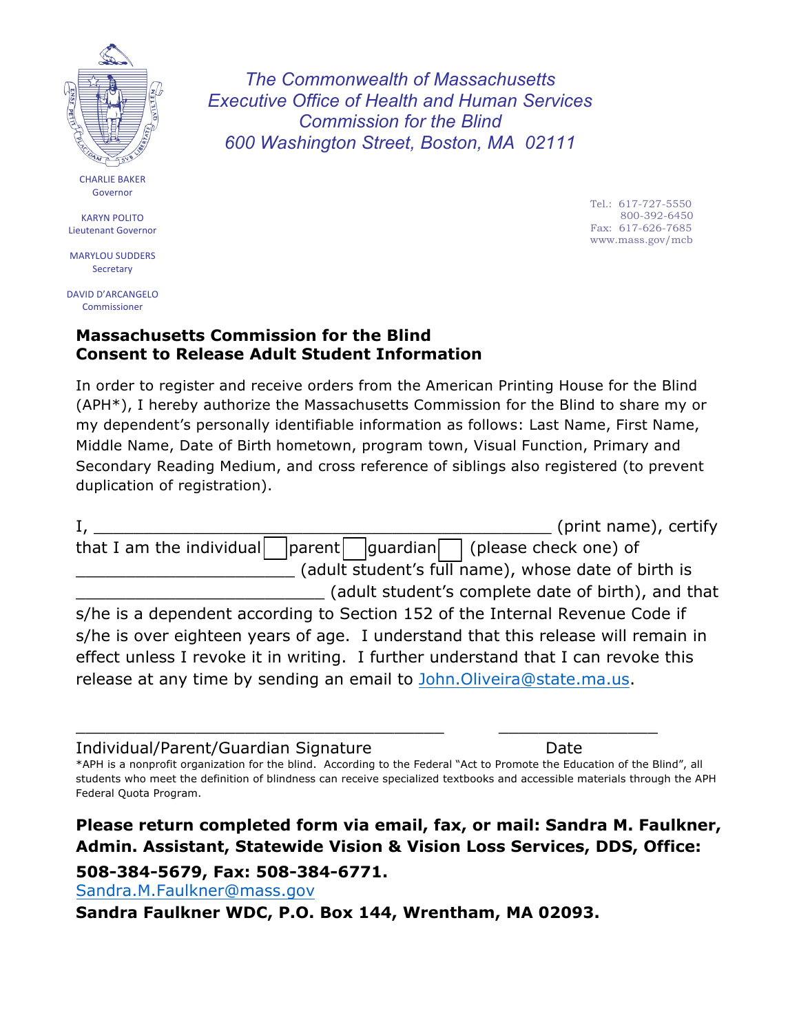*The Commonwealth of Massachusetts*
*Executive Office of Health and Human Services*
*Commission for the Blind*
*600 Washington Street, Boston, MA 02111*

CHARLIE BAKER
Governor

KARYN POLITO
Lieutenant Governor

MARYLOU SUDDERS
Secretary

DAVID D'ARCANGELO
Commissioner

Tel.: 617-727-5550
800-392-6450
Fax: 617-626-7685
www.mass.gov/mcb

**Massachusetts Commission for the Blind**
**Consent to Release Adult Student Information**

In order to register and receive orders from the American Printing House for the Blind (APH*), I hereby authorize the Massachusetts Commission for the Blind to share my or my dependent's personally identifiable information as follows: Last Name, First Name, Middle Name, Date of Birth hometown, program town, Visual Function, Primary and Secondary Reading Medium, and cross reference of siblings also registered (to prevent duplication of registration).

I, ____________________________________________ (print name), certify that I am the individual ☐ parent ☐ guardian ☐ (please check one) of _____________________ (adult student's full name), whose date of birth is ________________________ (adult student's complete date of birth), and that s/he is a dependent according to Section 152 of the Internal Revenue Code if s/he is over eighteen years of age. I understand that this release will remain in effect unless I revoke it in writing. I further understand that I can revoke this release at any time by sending an email to John.Oliveira@state.ma.us.

____________________________________ _______________

Individual/Parent/Guardian Signature Date

*APH is a nonprofit organization for the blind. According to the Federal "Act to Promote the Education of the Blind", all students who meet the definition of blindness can receive specialized textbooks and accessible materials through the APH Federal Quota Program.

**Please return completed form via email, fax, or mail: Sandra M. Faulkner, Admin. Assistant, Statewide Vision & Vision Loss Services, DDS, Office: 508-384-5679, Fax: 508-384-6771.**
Sandra.M.Faulkner@mass.gov
**Sandra Faulkner WDC, P.O. Box 144, Wrentham, MA 02093.**